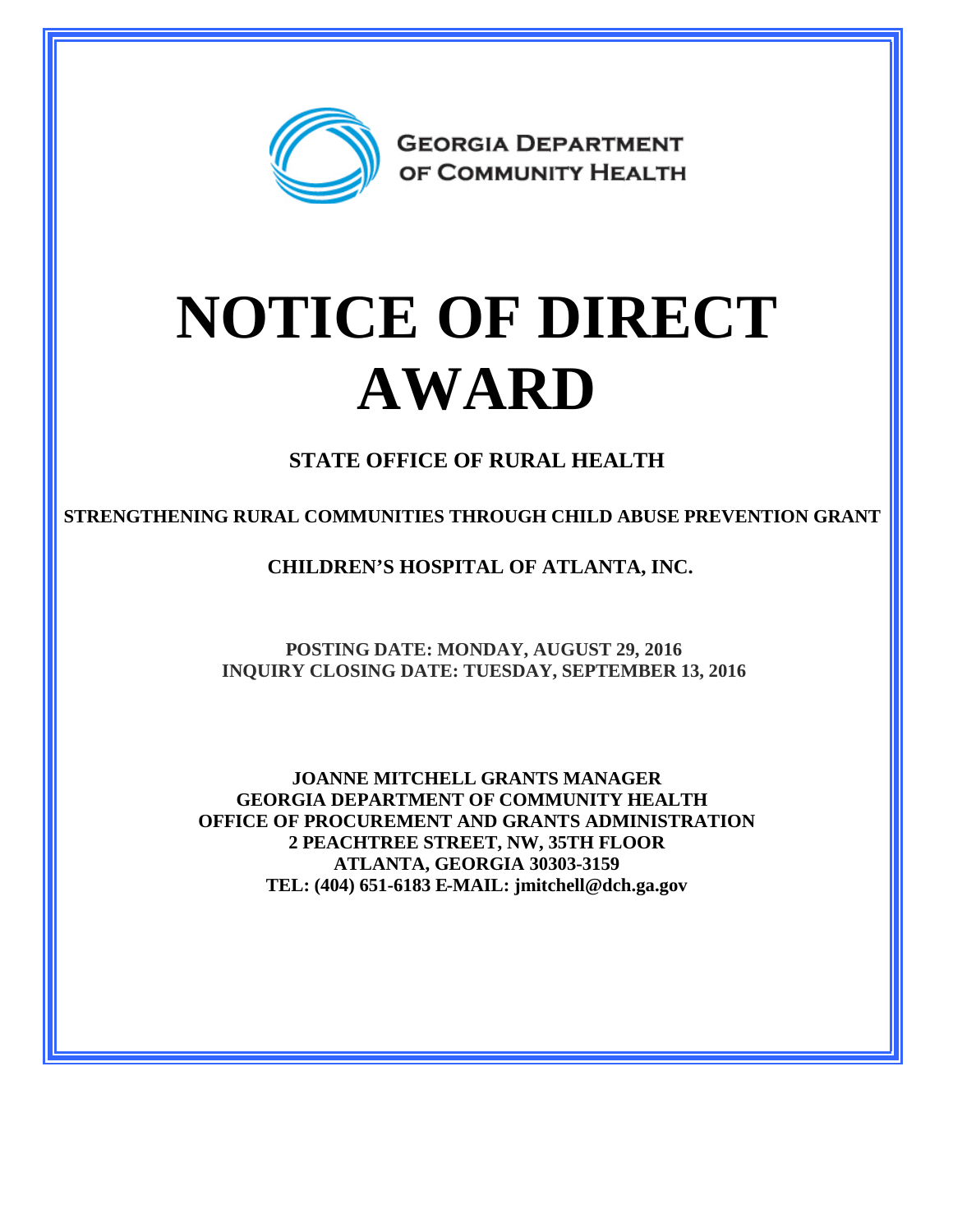GEORGIA DEPARTMENT OF COMMUNITY HEALTH

# NOTICE OF DIRECT AWARD

## STATE OFFICE OF RURAL HEALTH

### STRENGTHENING RURAL COMMUNITIES THROUGH CHILD ABUSE PREVENTION GRANT

### CHILDREN'S HOSPITAL OF ATLANTA, INC.

**POSTING DATE: MONDAY, AUGUST 29, 2016**
**INQUIRY CLOSING DATE: TUESDAY, SEPTEMBER 13, 2016**

**JOANNE MITCHELL GRANTS MANAGER**
**GEORGIA DEPARTMENT OF COMMUNITY HEALTH**
**OFFICE OF PROCUREMENT AND GRANTS ADMINISTRATION**
**2 PEACHTREE STREET, NW, 35TH FLOOR**
**ATLANTA, GEORGIA 30303-3159**
**TEL: (404) 651-6183 E-MAIL: jmitchell@dch.ga.gov**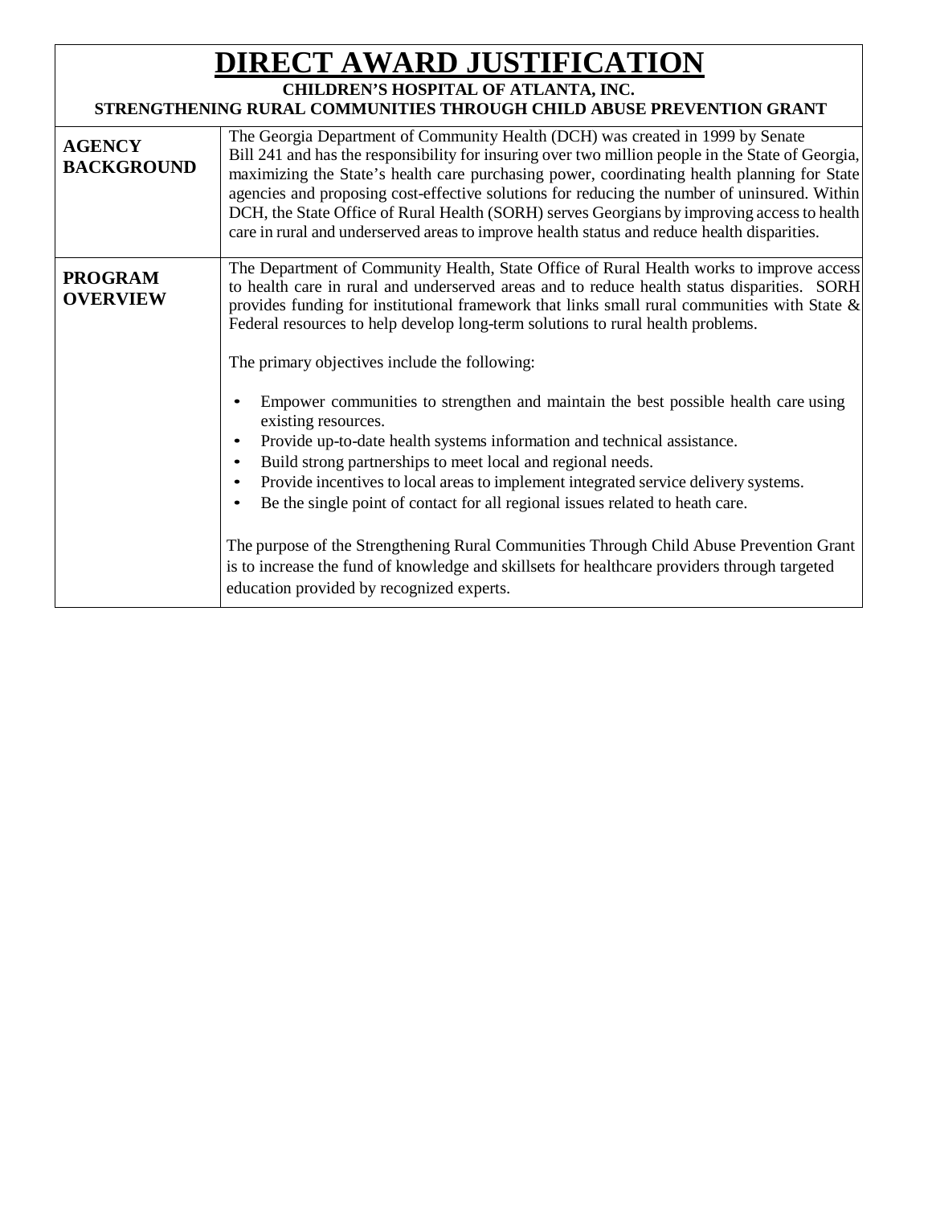# DIRECT AWARD JUSTIFICATION

**CHILDREN'S HOSPITAL OF ATLANTA, INC.**

**STRENGTHENING RURAL COMMUNITIES THROUGH CHILD ABUSE PREVENTION GRANT**

| | |
|---|---|
| **AGENCY BACKGROUND** | The Georgia Department of Community Health (DCH) was created in 1999 by Senate Bill 241 and has the responsibility for insuring over two million people in the State of Georgia, maximizing the State's health care purchasing power, coordinating health planning for State agencies and proposing cost-effective solutions for reducing the number of uninsured. Within DCH, the State Office of Rural Health (SORH) serves Georgians by improving access to health care in rural and underserved areas to improve health status and reduce health disparities. |
| **PROGRAM OVERVIEW** | The Department of Community Health, State Office of Rural Health works to improve access to health care in rural and underserved areas and to reduce health status disparities. SORH provides funding for institutional framework that links small rural communities with State & Federal resources to help develop long-term solutions to rural health problems.<br><br>The primary objectives include the following:<br><br>• Empower communities to strengthen and maintain the best possible health care using existing resources.<br>• Provide up-to-date health systems information and technical assistance.<br>• Build strong partnerships to meet local and regional needs.<br>• Provide incentives to local areas to implement integrated service delivery systems.<br>• Be the single point of contact for all regional issues related to heath care.<br><br>The purpose of the Strengthening Rural Communities Through Child Abuse Prevention Grant is to increase the fund of knowledge and skillsets for healthcare providers through targeted education provided by recognized experts. |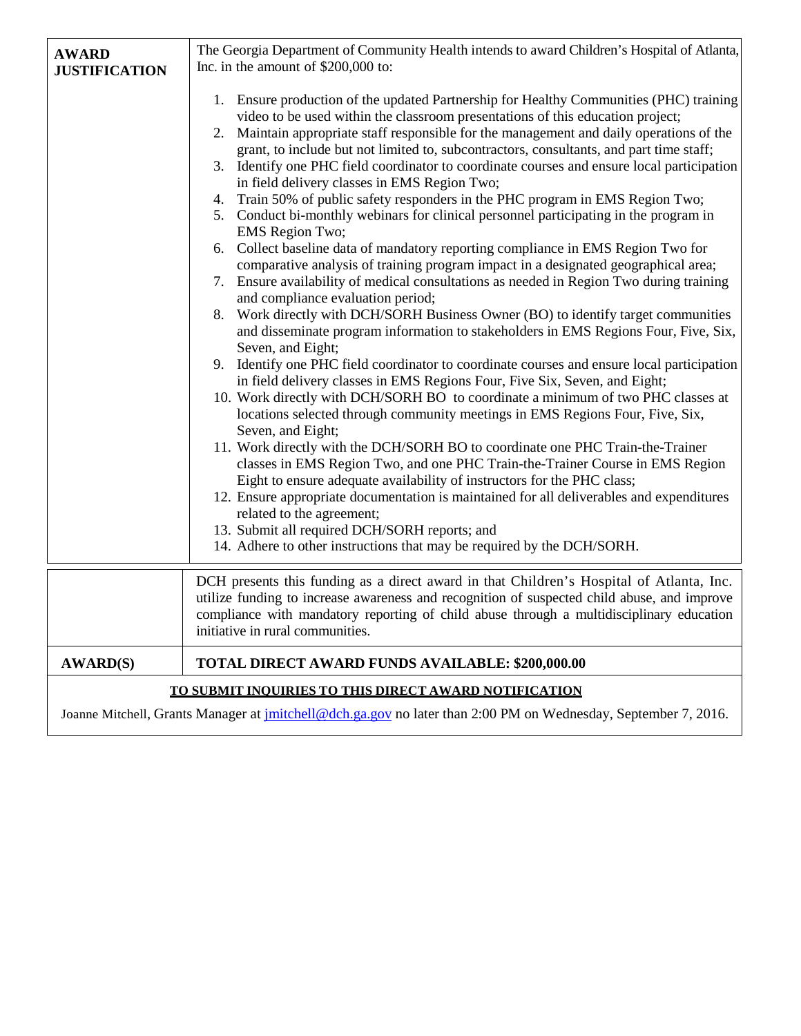| | |
|---|---|
| **AWARD JUSTIFICATION** | The Georgia Department of Community Health intends to award Children's Hospital of Atlanta, Inc. in the amount of $200,000 to:<br><br>1. Ensure production of the updated Partnership for Healthy Communities (PHC) training video to be used within the classroom presentations of this education project;<br>2. Maintain appropriate staff responsible for the management and daily operations of the grant, to include but not limited to, subcontractors, consultants, and part time staff;<br>3. Identify one PHC field coordinator to coordinate courses and ensure local participation in field delivery classes in EMS Region Two;<br>4. Train 50% of public safety responders in the PHC program in EMS Region Two;<br>5. Conduct bi-monthly webinars for clinical personnel participating in the program in EMS Region Two;<br>6. Collect baseline data of mandatory reporting compliance in EMS Region Two for comparative analysis of training program impact in a designated geographical area;<br>7. Ensure availability of medical consultations as needed in Region Two during training and compliance evaluation period;<br>8. Work directly with DCH/SORH Business Owner (BO) to identify target communities and disseminate program information to stakeholders in EMS Regions Four, Five, Six, Seven, and Eight;<br>9. Identify one PHC field coordinator to coordinate courses and ensure local participation in field delivery classes in EMS Regions Four, Five Six, Seven, and Eight;<br>10. Work directly with DCH/SORH BO to coordinate a minimum of two PHC classes at locations selected through community meetings in EMS Regions Four, Five, Six, Seven, and Eight;<br>11. Work directly with the DCH/SORH BO to coordinate one PHC Train-the-Trainer classes in EMS Region Two, and one PHC Train-the-Trainer Course in EMS Region Eight to ensure adequate availability of instructors for the PHC class;<br>12. Ensure appropriate documentation is maintained for all deliverables and expenditures related to the agreement;<br>13. Submit all required DCH/SORH reports; and<br>14. Adhere to other instructions that may be required by the DCH/SORH. |
| | DCH presents this funding as a direct award in that Children's Hospital of Atlanta, Inc. utilize funding to increase awareness and recognition of suspected child abuse, and improve compliance with mandatory reporting of child abuse through a multidisciplinary education initiative in rural communities. |
| **AWARD(S)** | **TOTAL DIRECT AWARD FUNDS AVAILABLE: $200,000.00** |

**TO SUBMIT INQUIRIES TO THIS DIRECT AWARD NOTIFICATION**

Joanne Mitchell, Grants Manager at jmitchell@dch.ga.gov no later than 2:00 PM on Wednesday, September 7, 2016.